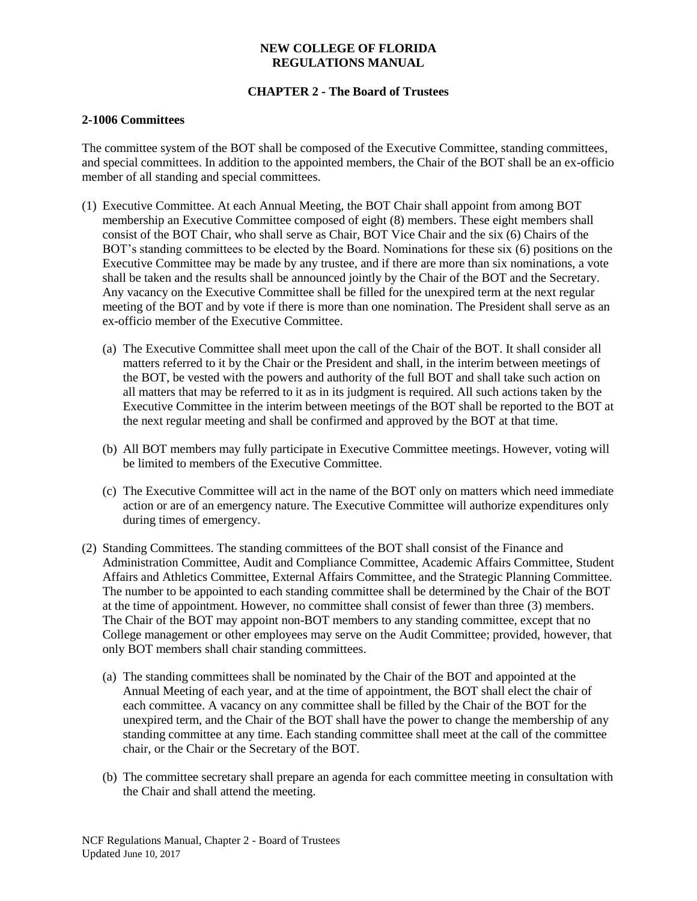# NEW COLLEGE OF FLORIDA
# REGULATIONS MANUAL

## CHAPTER 2 - The Board of Trustees

### 2-1006 Committees

The committee system of the BOT shall be composed of the Executive Committee, standing committees, and special committees. In addition to the appointed members, the Chair of the BOT shall be an ex-officio member of all standing and special committees.

(1) Executive Committee. At each Annual Meeting, the BOT Chair shall appoint from among BOT membership an Executive Committee composed of eight (8) members. These eight members shall consist of the BOT Chair, who shall serve as Chair, BOT Vice Chair and the six (6) Chairs of the BOT's standing committees to be elected by the Board. Nominations for these six (6) positions on the Executive Committee may be made by any trustee, and if there are more than six nominations, a vote shall be taken and the results shall be announced jointly by the Chair of the BOT and the Secretary. Any vacancy on the Executive Committee shall be filled for the unexpired term at the next regular meeting of the BOT and by vote if there is more than one nomination. The President shall serve as an ex-officio member of the Executive Committee.

   (a) The Executive Committee shall meet upon the call of the Chair of the BOT. It shall consider all matters referred to it by the Chair or the President and shall, in the interim between meetings of the BOT, be vested with the powers and authority of the full BOT and shall take such action on all matters that may be referred to it as in its judgment is required. All such actions taken by the Executive Committee in the interim between meetings of the BOT shall be reported to the BOT at the next regular meeting and shall be confirmed and approved by the BOT at that time.

   (b) All BOT members may fully participate in Executive Committee meetings. However, voting will be limited to members of the Executive Committee.

   (c) The Executive Committee will act in the name of the BOT only on matters which need immediate action or are of an emergency nature. The Executive Committee will authorize expenditures only during times of emergency.

(2) Standing Committees. The standing committees of the BOT shall consist of the Finance and Administration Committee, Audit and Compliance Committee, Academic Affairs Committee, Student Affairs and Athletics Committee, External Affairs Committee, and the Strategic Planning Committee. The number to be appointed to each standing committee shall be determined by the Chair of the BOT at the time of appointment. However, no committee shall consist of fewer than three (3) members. The Chair of the BOT may appoint non-BOT members to any standing committee, except that no College management or other employees may serve on the Audit Committee; provided, however, that only BOT members shall chair standing committees.

   (a) The standing committees shall be nominated by the Chair of the BOT and appointed at the Annual Meeting of each year, and at the time of appointment, the BOT shall elect the chair of each committee. A vacancy on any committee shall be filled by the Chair of the BOT for the unexpired term, and the Chair of the BOT shall have the power to change the membership of any standing committee at any time. Each standing committee shall meet at the call of the committee chair, or the Chair or the Secretary of the BOT.

   (b) The committee secretary shall prepare an agenda for each committee meeting in consultation with the Chair and shall attend the meeting.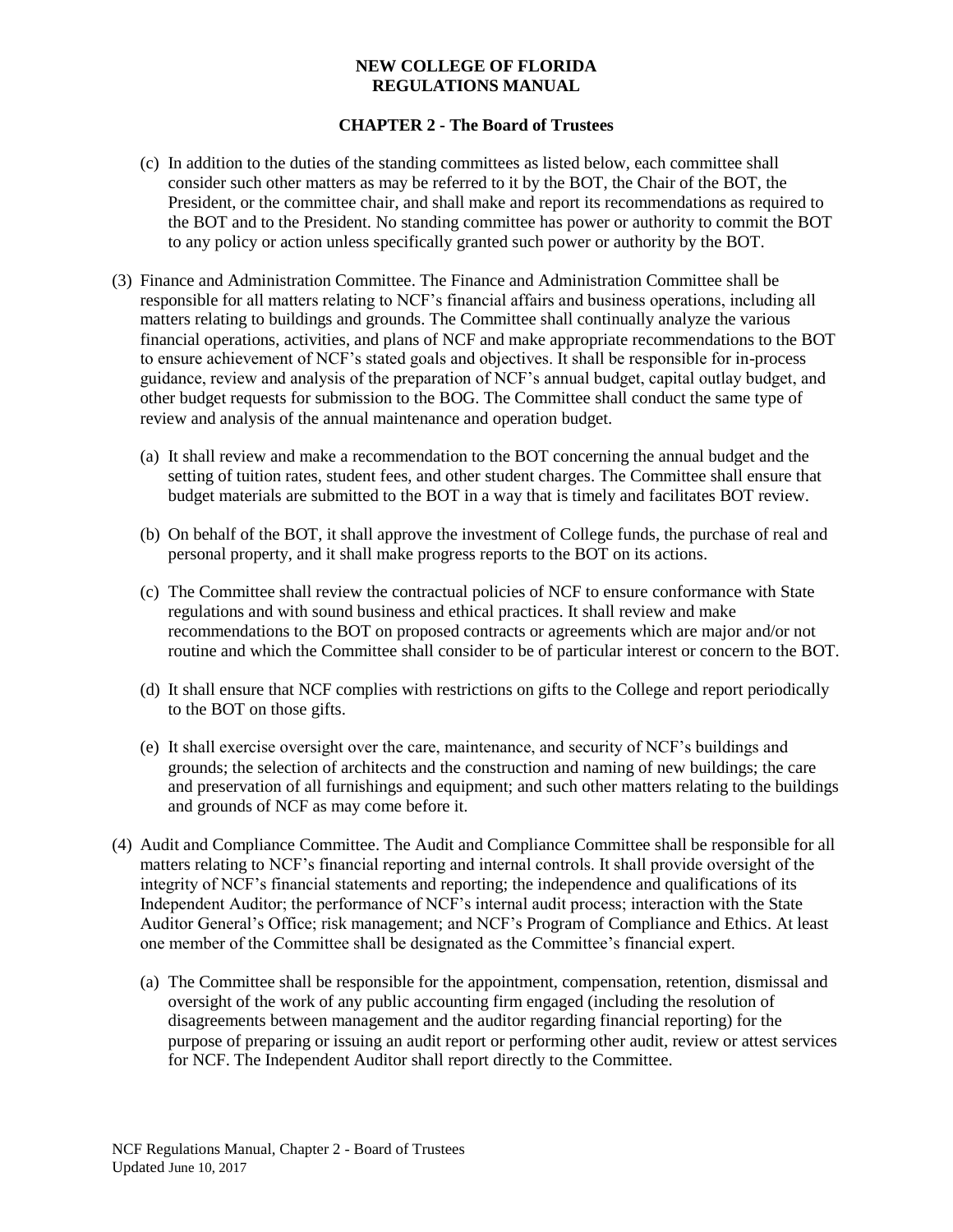(c) In addition to the duties of the standing committees as listed below, each committee shall consider such other matters as may be referred to it by the BOT, the Chair of the BOT, the President, or the committee chair, and shall make and report its recommendations as required to the BOT and to the President. No standing committee has power or authority to commit the BOT to any policy or action unless specifically granted such power or authority by the BOT.

(3) Finance and Administration Committee. The Finance and Administration Committee shall be responsible for all matters relating to NCF's financial affairs and business operations, including all matters relating to buildings and grounds. The Committee shall continually analyze the various financial operations, activities, and plans of NCF and make appropriate recommendations to the BOT to ensure achievement of NCF's stated goals and objectives. It shall be responsible for in-process guidance, review and analysis of the preparation of NCF's annual budget, capital outlay budget, and other budget requests for submission to the BOG. The Committee shall conduct the same type of review and analysis of the annual maintenance and operation budget.

(a) It shall review and make a recommendation to the BOT concerning the annual budget and the setting of tuition rates, student fees, and other student charges. The Committee shall ensure that budget materials are submitted to the BOT in a way that is timely and facilitates BOT review.

(b) On behalf of the BOT, it shall approve the investment of College funds, the purchase of real and personal property, and it shall make progress reports to the BOT on its actions.

(c) The Committee shall review the contractual policies of NCF to ensure conformance with State regulations and with sound business and ethical practices. It shall review and make recommendations to the BOT on proposed contracts or agreements which are major and/or not routine and which the Committee shall consider to be of particular interest or concern to the BOT.

(d) It shall ensure that NCF complies with restrictions on gifts to the College and report periodically to the BOT on those gifts.

(e) It shall exercise oversight over the care, maintenance, and security of NCF's buildings and grounds; the selection of architects and the construction and naming of new buildings; the care and preservation of all furnishings and equipment; and such other matters relating to the buildings and grounds of NCF as may come before it.

(4) Audit and Compliance Committee. The Audit and Compliance Committee shall be responsible for all matters relating to NCF's financial reporting and internal controls. It shall provide oversight of the integrity of NCF's financial statements and reporting; the independence and qualifications of its Independent Auditor; the performance of NCF's internal audit process; interaction with the State Auditor General's Office; risk management; and NCF's Program of Compliance and Ethics. At least one member of the Committee shall be designated as the Committee's financial expert.

(a) The Committee shall be responsible for the appointment, compensation, retention, dismissal and oversight of the work of any public accounting firm engaged (including the resolution of disagreements between management and the auditor regarding financial reporting) for the purpose of preparing or issuing an audit report or performing other audit, review or attest services for NCF. The Independent Auditor shall report directly to the Committee.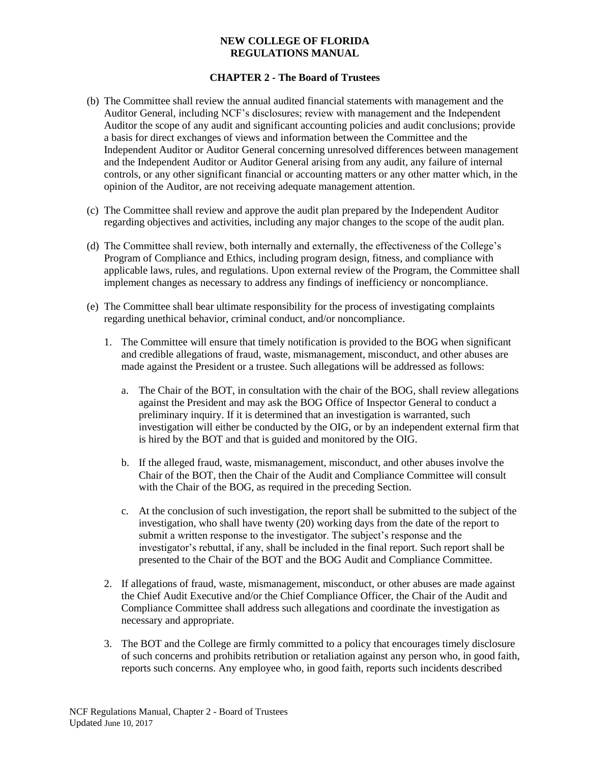(b) The Committee shall review the annual audited financial statements with management and the Auditor General, including NCF's disclosures; review with management and the Independent Auditor the scope of any audit and significant accounting policies and audit conclusions; provide a basis for direct exchanges of views and information between the Committee and the Independent Auditor or Auditor General concerning unresolved differences between management and the Independent Auditor or Auditor General arising from any audit, any failure of internal controls, or any other significant financial or accounting matters or any other matter which, in the opinion of the Auditor, are not receiving adequate management attention.

(c) The Committee shall review and approve the audit plan prepared by the Independent Auditor regarding objectives and activities, including any major changes to the scope of the audit plan.

(d) The Committee shall review, both internally and externally, the effectiveness of the College's Program of Compliance and Ethics, including program design, fitness, and compliance with applicable laws, rules, and regulations. Upon external review of the Program, the Committee shall implement changes as necessary to address any findings of inefficiency or noncompliance.

(e) The Committee shall bear ultimate responsibility for the process of investigating complaints regarding unethical behavior, criminal conduct, and/or noncompliance.

1. The Committee will ensure that timely notification is provided to the BOG when significant and credible allegations of fraud, waste, mismanagement, misconduct, and other abuses are made against the President or a trustee. Such allegations will be addressed as follows:

   a. The Chair of the BOT, in consultation with the chair of the BOG, shall review allegations against the President and may ask the BOG Office of Inspector General to conduct a preliminary inquiry. If it is determined that an investigation is warranted, such investigation will either be conducted by the OIG, or by an independent external firm that is hired by the BOT and that is guided and monitored by the OIG.

   b. If the alleged fraud, waste, mismanagement, misconduct, and other abuses involve the Chair of the BOT, then the Chair of the Audit and Compliance Committee will consult with the Chair of the BOG, as required in the preceding Section.

   c. At the conclusion of such investigation, the report shall be submitted to the subject of the investigation, who shall have twenty (20) working days from the date of the report to submit a written response to the investigator. The subject's response and the investigator's rebuttal, if any, shall be included in the final report. Such report shall be presented to the Chair of the BOT and the BOG Audit and Compliance Committee.

2. If allegations of fraud, waste, mismanagement, misconduct, or other abuses are made against the Chief Audit Executive and/or the Chief Compliance Officer, the Chair of the Audit and Compliance Committee shall address such allegations and coordinate the investigation as necessary and appropriate.

3. The BOT and the College are firmly committed to a policy that encourages timely disclosure of such concerns and prohibits retribution or retaliation against any person who, in good faith, reports such concerns. Any employee who, in good faith, reports such incidents described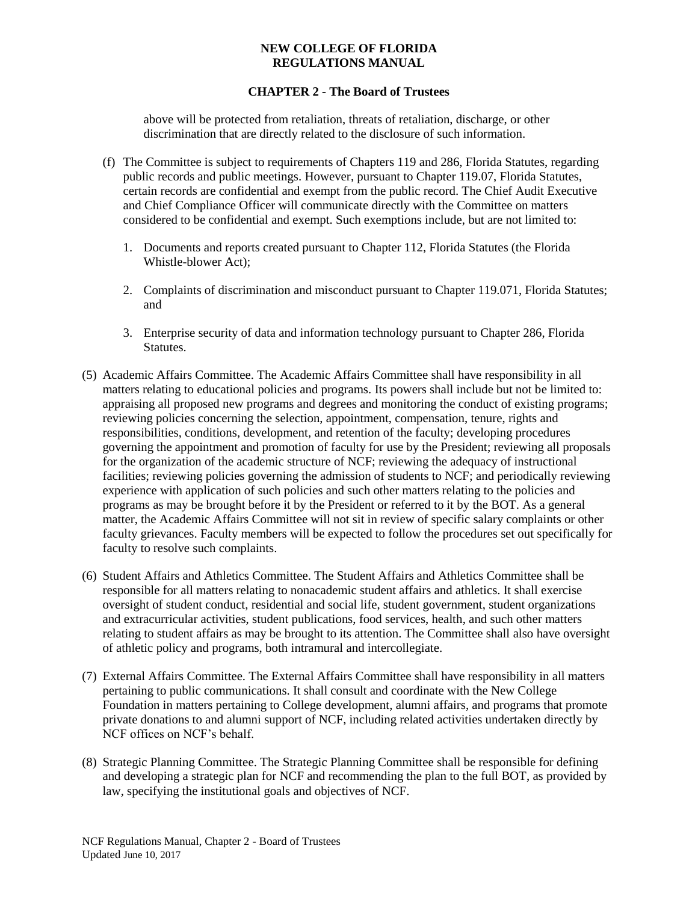above will be protected from retaliation, threats of retaliation, discharge, or other discrimination that are directly related to the disclosure of such information.

(f) The Committee is subject to requirements of Chapters 119 and 286, Florida Statutes, regarding public records and public meetings. However, pursuant to Chapter 119.07, Florida Statutes, certain records are confidential and exempt from the public record. The Chief Audit Executive and Chief Compliance Officer will communicate directly with the Committee on matters considered to be confidential and exempt. Such exemptions include, but are not limited to:

1. Documents and reports created pursuant to Chapter 112, Florida Statutes (the Florida Whistle-blower Act);

2. Complaints of discrimination and misconduct pursuant to Chapter 119.071, Florida Statutes; and

3. Enterprise security of data and information technology pursuant to Chapter 286, Florida Statutes.

(5) Academic Affairs Committee. The Academic Affairs Committee shall have responsibility in all matters relating to educational policies and programs. Its powers shall include but not be limited to: appraising all proposed new programs and degrees and monitoring the conduct of existing programs; reviewing policies concerning the selection, appointment, compensation, tenure, rights and responsibilities, conditions, development, and retention of the faculty; developing procedures governing the appointment and promotion of faculty for use by the President; reviewing all proposals for the organization of the academic structure of NCF; reviewing the adequacy of instructional facilities; reviewing policies governing the admission of students to NCF; and periodically reviewing experience with application of such policies and such other matters relating to the policies and programs as may be brought before it by the President or referred to it by the BOT. As a general matter, the Academic Affairs Committee will not sit in review of specific salary complaints or other faculty grievances. Faculty members will be expected to follow the procedures set out specifically for faculty to resolve such complaints.

(6) Student Affairs and Athletics Committee. The Student Affairs and Athletics Committee shall be responsible for all matters relating to nonacademic student affairs and athletics. It shall exercise oversight of student conduct, residential and social life, student government, student organizations and extracurricular activities, student publications, food services, health, and such other matters relating to student affairs as may be brought to its attention. The Committee shall also have oversight of athletic policy and programs, both intramural and intercollegiate.

(7) External Affairs Committee. The External Affairs Committee shall have responsibility in all matters pertaining to public communications. It shall consult and coordinate with the New College Foundation in matters pertaining to College development, alumni affairs, and programs that promote private donations to and alumni support of NCF, including related activities undertaken directly by NCF offices on NCF's behalf.

(8) Strategic Planning Committee. The Strategic Planning Committee shall be responsible for defining and developing a strategic plan for NCF and recommending the plan to the full BOT, as provided by law, specifying the institutional goals and objectives of NCF.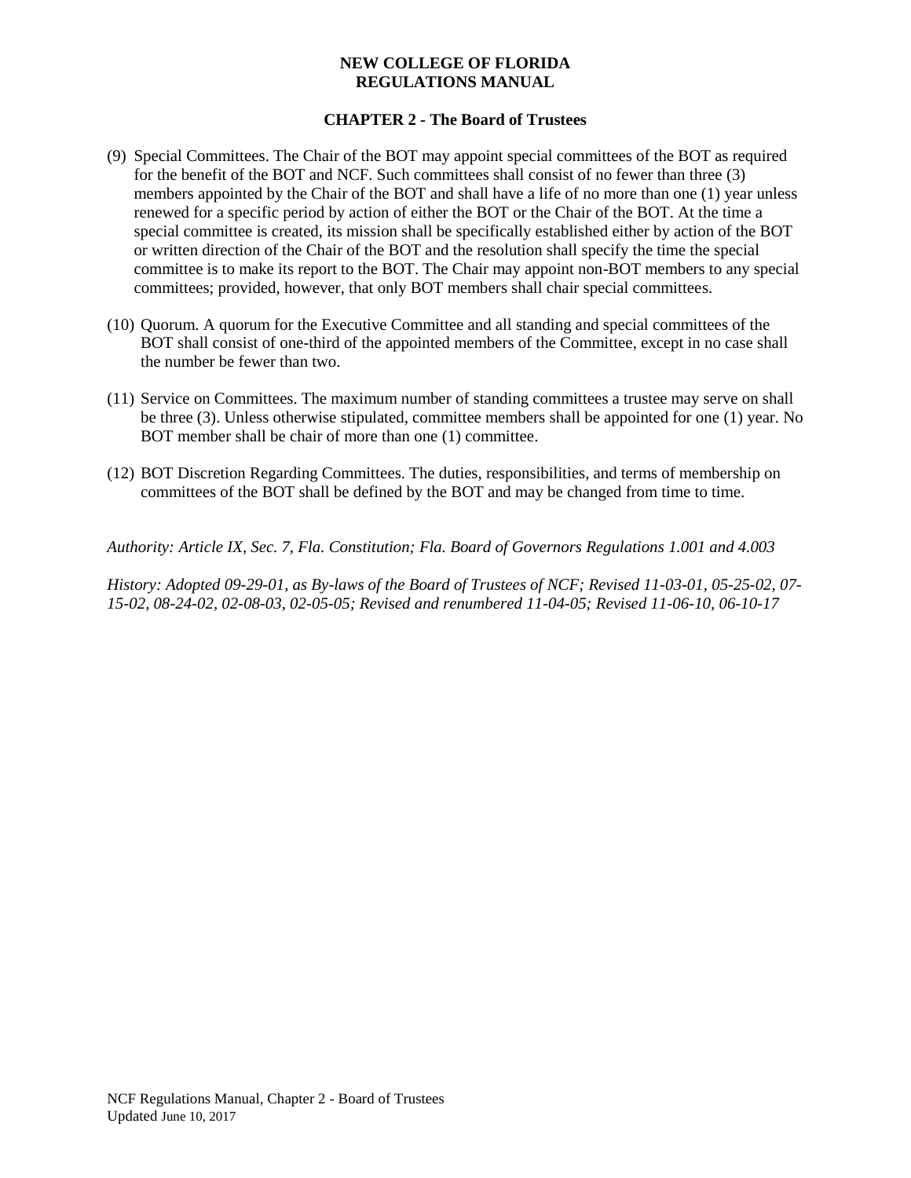(9) Special Committees. The Chair of the BOT may appoint special committees of the BOT as required for the benefit of the BOT and NCF. Such committees shall consist of no fewer than three (3) members appointed by the Chair of the BOT and shall have a life of no more than one (1) year unless renewed for a specific period by action of either the BOT or the Chair of the BOT. At the time a special committee is created, its mission shall be specifically established either by action of the BOT or written direction of the Chair of the BOT and the resolution shall specify the time the special committee is to make its report to the BOT. The Chair may appoint non-BOT members to any special committees; provided, however, that only BOT members shall chair special committees.

(10) Quorum. A quorum for the Executive Committee and all standing and special committees of the BOT shall consist of one-third of the appointed members of the Committee, except in no case shall the number be fewer than two.

(11) Service on Committees. The maximum number of standing committees a trustee may serve on shall be three (3). Unless otherwise stipulated, committee members shall be appointed for one (1) year. No BOT member shall be chair of more than one (1) committee.

(12) BOT Discretion Regarding Committees. The duties, responsibilities, and terms of membership on committees of the BOT shall be defined by the BOT and may be changed from time to time.

*Authority: Article IX, Sec. 7, Fla. Constitution; Fla. Board of Governors Regulations 1.001 and 4.003*

*History: Adopted 09-29-01, as By-laws of the Board of Trustees of NCF; Revised 11-03-01, 05-25-02, 07-15-02, 08-24-02, 02-08-03, 02-05-05; Revised and renumbered 11-04-05; Revised 11-06-10, 06-10-17*